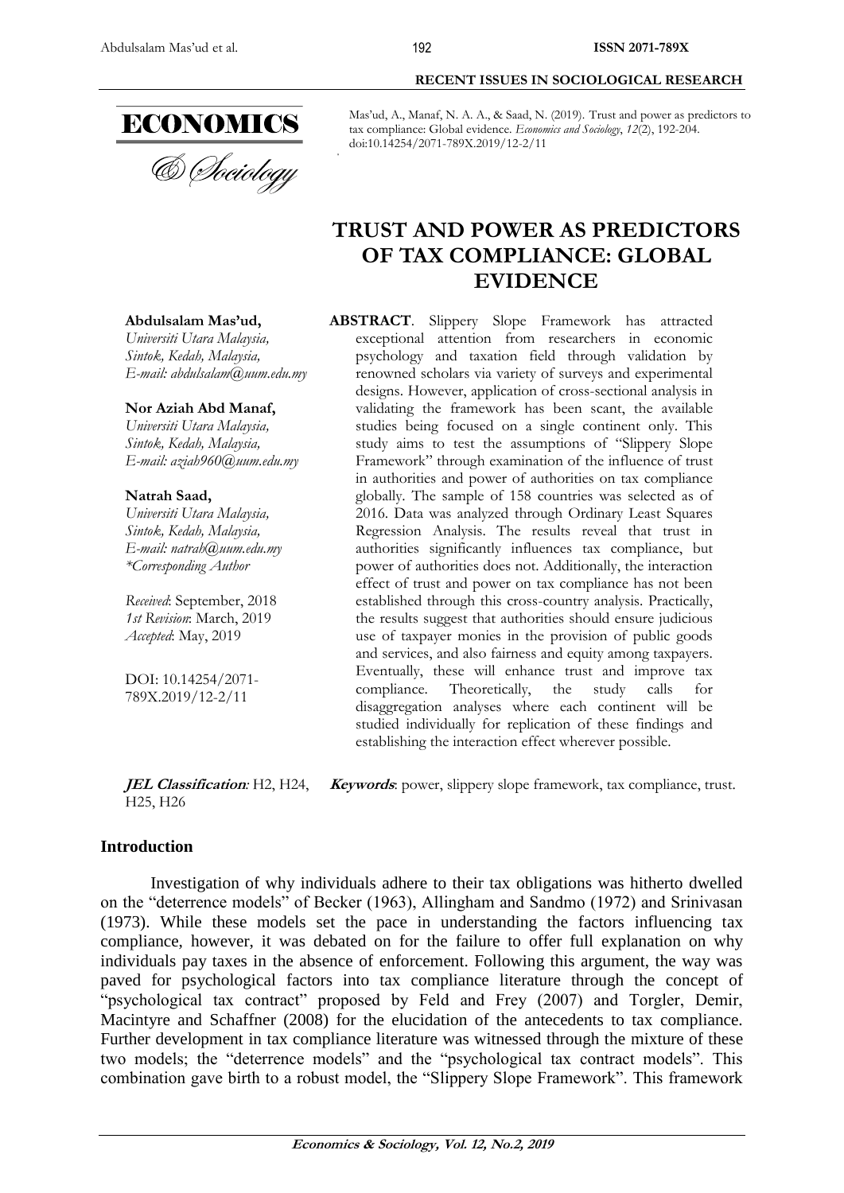Mas'ud, A., Manaf, N. A. A., & Saad, N. (2019). Trust and power as predictors to tax compliance: Global evidence. *Economics and Sociology*, *12*(2), 192-204. doi:10.14254/2071-789X.2019/12-2/11

**RECENT ISSUES IN SOCIOLOGICAL RESEARCH**

# TRUST AND POWER AS PREDICTORS OF TAX COMPLIANCE: GLOBAL EVIDENCE

**Abdulsalam Mas'ud,**
*Universiti Utara Malaysia, Sintok, Kedah, Malaysia, E-mail: abdulsalam@uum.edu.my*

**Nor Aziah Abd Manaf,**
*Universiti Utara Malaysia, Sintok, Kedah, Malaysia, E-mail: aziah960@uum.edu.my*

**Natrah Saad,**
*Universiti Utara Malaysia, Sintok, Kedah, Malaysia, E-mail: natrah@uum.edu.my*
*\*Corresponding Author*

*Received*: September, 2018
*1st Revision*: March, 2019
*Accepted*: May, 2019

DOI: 10.14254/2071-789X.2019/12-2/11

**ABSTRACT**. Slippery Slope Framework has attracted exceptional attention from researchers in economic psychology and taxation field through validation by renowned scholars via variety of surveys and experimental designs. However, application of cross-sectional analysis in validating the framework has been scant, the available studies being focused on a single continent only. This study aims to test the assumptions of "Slippery Slope Framework" through examination of the influence of trust in authorities and power of authorities on tax compliance globally. The sample of 158 countries was selected as of 2016. Data was analyzed through Ordinary Least Squares Regression Analysis. The results reveal that trust in authorities significantly influences tax compliance, but power of authorities does not. Additionally, the interaction effect of trust and power on tax compliance has not been established through this cross-country analysis. Practically, the results suggest that authorities should ensure judicious use of taxpayer monies in the provision of public goods and services, and also fairness and equity among taxpayers. Eventually, these will enhance trust and improve tax compliance. Theoretically, the study calls for disaggregation analyses where each continent will be studied individually for replication of these findings and establishing the interaction effect wherever possible.

***JEL Classification**:* H2, H24, H25, H26

***Keywords***: power, slippery slope framework, tax compliance, trust.

## Introduction

Investigation of why individuals adhere to their tax obligations was hitherto dwelled on the "deterrence models" of Becker (1963), Allingham and Sandmo (1972) and Srinivasan (1973). While these models set the pace in understanding the factors influencing tax compliance, however, it was debated on for the failure to offer full explanation on why individuals pay taxes in the absence of enforcement. Following this argument, the way was paved for psychological factors into tax compliance literature through the concept of "psychological tax contract" proposed by Feld and Frey (2007) and Torgler, Demir, Macintyre and Schaffner (2008) for the elucidation of the antecedents to tax compliance. Further development in tax compliance literature was witnessed through the mixture of these two models; the "deterrence models" and the "psychological tax contract models". This combination gave birth to a robust model, the "Slippery Slope Framework". This framework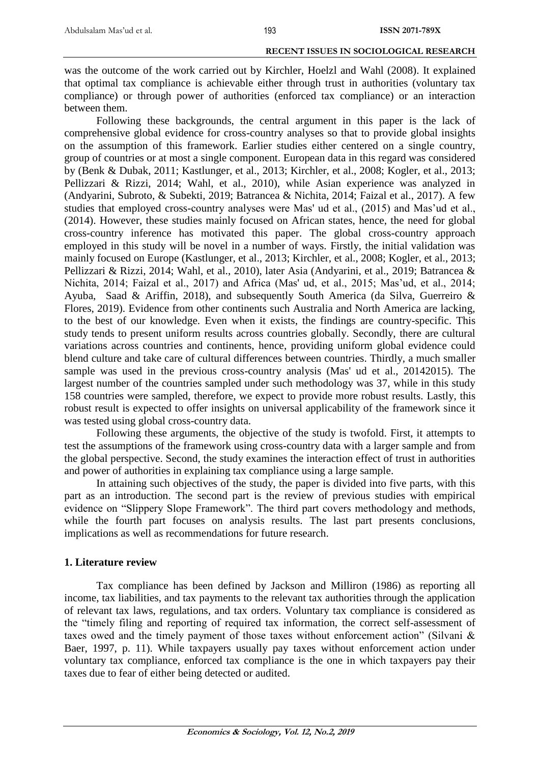was the outcome of the work carried out by Kirchler, Hoelzl and Wahl (2008). It explained that optimal tax compliance is achievable either through trust in authorities (voluntary tax compliance) or through power of authorities (enforced tax compliance) or an interaction between them.

Following these backgrounds, the central argument in this paper is the lack of comprehensive global evidence for cross-country analyses so that to provide global insights on the assumption of this framework. Earlier studies either centered on a single country, group of countries or at most a single component. European data in this regard was considered by (Benk & Dubak, 2011; Kastlunger, et al., 2013; Kirchler, et al., 2008; Kogler, et al., 2013; Pellizzari & Rizzi, 2014; Wahl, et al., 2010), while Asian experience was analyzed in (Andyarini, Subroto, & Subekti, 2019; Batrancea & Nichita, 2014; Faizal et al., 2017). A few studies that employed cross-country analyses were Mas' ud et al., (2015) and Mas'ud et al., (2014). However, these studies mainly focused on African states, hence, the need for global cross-country inference has motivated this paper. The global cross-country approach employed in this study will be novel in a number of ways. Firstly, the initial validation was mainly focused on Europe (Kastlunger, et al., 2013; Kirchler, et al., 2008; Kogler, et al., 2013; Pellizzari & Rizzi, 2014; Wahl, et al., 2010), later Asia (Andyarini, et al., 2019; Batrancea & Nichita, 2014; Faizal et al., 2017) and Africa (Mas' ud, et al., 2015; Mas'ud, et al., 2014; Ayuba, Saad & Ariffin, 2018), and subsequently South America (da Silva, Guerreiro & Flores, 2019). Evidence from other continents such Australia and North America are lacking, to the best of our knowledge. Even when it exists, the findings are country-specific. This study tends to present uniform results across countries globally. Secondly, there are cultural variations across countries and continents, hence, providing uniform global evidence could blend culture and take care of cultural differences between countries. Thirdly, a much smaller sample was used in the previous cross-country analysis (Mas' ud et al., 20142015). The largest number of the countries sampled under such methodology was 37, while in this study 158 countries were sampled, therefore, we expect to provide more robust results. Lastly, this robust result is expected to offer insights on universal applicability of the framework since it was tested using global cross-country data.

Following these arguments, the objective of the study is twofold. First, it attempts to test the assumptions of the framework using cross-country data with a larger sample and from the global perspective. Second, the study examines the interaction effect of trust in authorities and power of authorities in explaining tax compliance using a large sample.

In attaining such objectives of the study, the paper is divided into five parts, with this part as an introduction. The second part is the review of previous studies with empirical evidence on "Slippery Slope Framework". The third part covers methodology and methods, while the fourth part focuses on analysis results. The last part presents conclusions, implications as well as recommendations for future research.

## 1. Literature review

Tax compliance has been defined by Jackson and Milliron (1986) as reporting all income, tax liabilities, and tax payments to the relevant tax authorities through the application of relevant tax laws, regulations, and tax orders. Voluntary tax compliance is considered as the "timely filing and reporting of required tax information, the correct self-assessment of taxes owed and the timely payment of those taxes without enforcement action" (Silvani & Baer, 1997, p. 11). While taxpayers usually pay taxes without enforcement action under voluntary tax compliance, enforced tax compliance is the one in which taxpayers pay their taxes due to fear of either being detected or audited.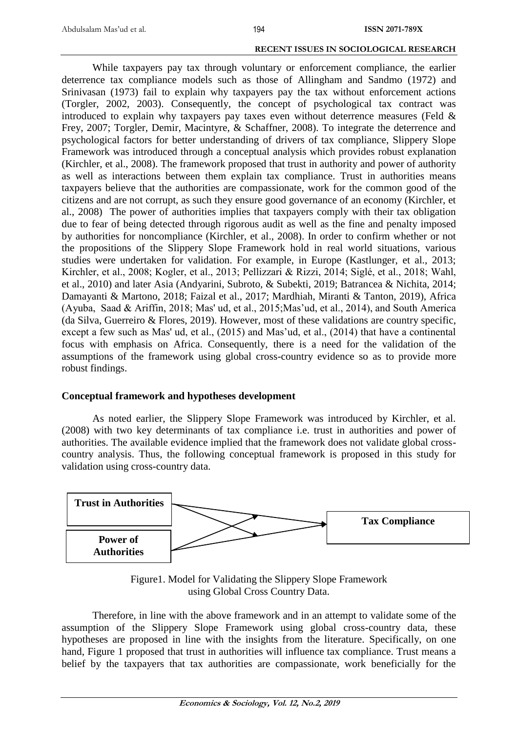While taxpayers pay tax through voluntary or enforcement compliance, the earlier deterrence tax compliance models such as those of Allingham and Sandmo (1972) and Srinivasan (1973) fail to explain why taxpayers pay the tax without enforcement actions (Torgler, 2002, 2003). Consequently, the concept of psychological tax contract was introduced to explain why taxpayers pay taxes even without deterrence measures (Feld & Frey, 2007; Torgler, Demir, Macintyre, & Schaffner, 2008). To integrate the deterrence and psychological factors for better understanding of drivers of tax compliance, Slippery Slope Framework was introduced through a conceptual analysis which provides robust explanation (Kirchler, et al., 2008). The framework proposed that trust in authority and power of authority as well as interactions between them explain tax compliance. Trust in authorities means taxpayers believe that the authorities are compassionate, work for the common good of the citizens and are not corrupt, as such they ensure good governance of an economy (Kirchler, et al., 2008) The power of authorities implies that taxpayers comply with their tax obligation due to fear of being detected through rigorous audit as well as the fine and penalty imposed by authorities for noncompliance (Kirchler, et al., 2008). In order to confirm whether or not the propositions of the Slippery Slope Framework hold in real world situations, various studies were undertaken for validation. For example, in Europe (Kastlunger, et al., 2013; Kirchler, et al., 2008; Kogler, et al., 2013; Pellizzari & Rizzi, 2014; Siglé, et al., 2018; Wahl, et al., 2010) and later Asia (Andyarini, Subroto, & Subekti, 2019; Batrancea & Nichita, 2014; Damayanti & Martono, 2018; Faizal et al., 2017; Mardhiah, Miranti & Tanton, 2019), Africa (Ayuba, Saad & Ariffin, 2018; Mas' ud, et al., 2015;Mas'ud, et al., 2014), and South America (da Silva, Guerreiro & Flores, 2019). However, most of these validations are country specific, except a few such as Mas' ud, et al., (2015) and Mas'ud, et al., (2014) that have a continental focus with emphasis on Africa. Consequently, there is a need for the validation of the assumptions of the framework using global cross-country evidence so as to provide more robust findings.

## Conceptual framework and hypotheses development

As noted earlier, the Slippery Slope Framework was introduced by Kirchler, et al. (2008) with two key determinants of tax compliance i.e. trust in authorities and power of authorities. The available evidence implied that the framework does not validate global cross-country analysis. Thus, the following conceptual framework is proposed in this study for validation using cross-country data.

**Trust in Authorities** → **Tax Compliance**

**Power of Authorities** → **Tax Compliance**

Figure1. Model for Validating the Slippery Slope Framework using Global Cross Country Data.

Therefore, in line with the above framework and in an attempt to validate some of the assumption of the Slippery Slope Framework using global cross-country data, these hypotheses are proposed in line with the insights from the literature. Specifically, on one hand, Figure 1 proposed that trust in authorities will influence tax compliance. Trust means a belief by the taxpayers that tax authorities are compassionate, work beneficially for the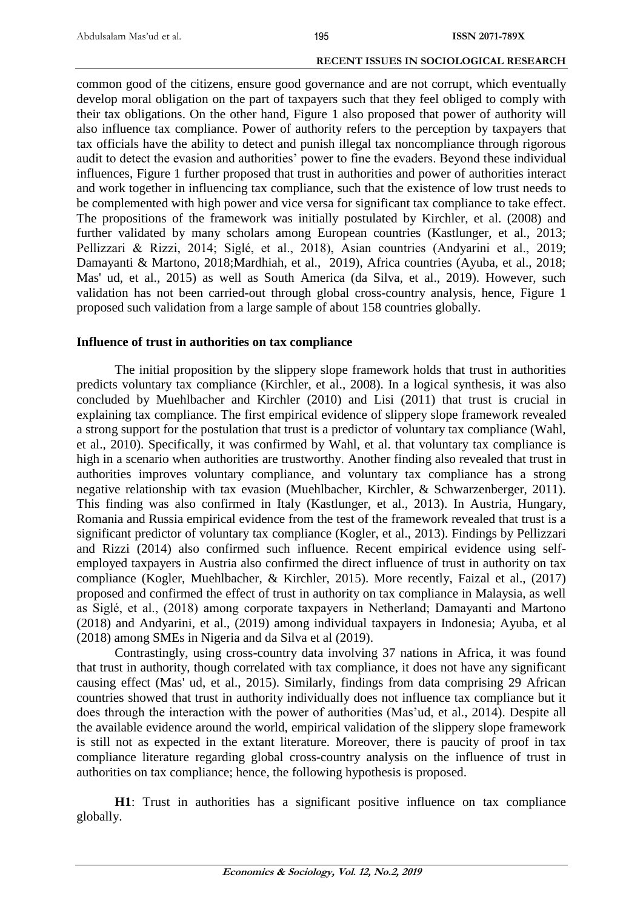common good of the citizens, ensure good governance and are not corrupt, which eventually develop moral obligation on the part of taxpayers such that they feel obliged to comply with their tax obligations. On the other hand, Figure 1 also proposed that power of authority will also influence tax compliance. Power of authority refers to the perception by taxpayers that tax officials have the ability to detect and punish illegal tax noncompliance through rigorous audit to detect the evasion and authorities' power to fine the evaders. Beyond these individual influences, Figure 1 further proposed that trust in authorities and power of authorities interact and work together in influencing tax compliance, such that the existence of low trust needs to be complemented with high power and vice versa for significant tax compliance to take effect. The propositions of the framework was initially postulated by Kirchler, et al. (2008) and further validated by many scholars among European countries (Kastlunger, et al., 2013; Pellizzari & Rizzi, 2014; Siglé, et al., 2018), Asian countries (Andyarini et al., 2019; Damayanti & Martono, 2018;Mardhiah, et al., 2019), Africa countries (Ayuba, et al., 2018; Mas' ud, et al., 2015) as well as South America (da Silva, et al., 2019). However, such validation has not been carried-out through global cross-country analysis, hence, Figure 1 proposed such validation from a large sample of about 158 countries globally.

## Influence of trust in authorities on tax compliance

The initial proposition by the slippery slope framework holds that trust in authorities predicts voluntary tax compliance (Kirchler, et al., 2008). In a logical synthesis, it was also concluded by Muehlbacher and Kirchler (2010) and Lisi (2011) that trust is crucial in explaining tax compliance. The first empirical evidence of slippery slope framework revealed a strong support for the postulation that trust is a predictor of voluntary tax compliance (Wahl, et al., 2010). Specifically, it was confirmed by Wahl, et al. that voluntary tax compliance is high in a scenario when authorities are trustworthy. Another finding also revealed that trust in authorities improves voluntary compliance, and voluntary tax compliance has a strong negative relationship with tax evasion (Muehlbacher, Kirchler, & Schwarzenberger, 2011). This finding was also confirmed in Italy (Kastlunger, et al., 2013). In Austria, Hungary, Romania and Russia empirical evidence from the test of the framework revealed that trust is a significant predictor of voluntary tax compliance (Kogler, et al., 2013). Findings by Pellizzari and Rizzi (2014) also confirmed such influence. Recent empirical evidence using self-employed taxpayers in Austria also confirmed the direct influence of trust in authority on tax compliance (Kogler, Muehlbacher, & Kirchler, 2015). More recently, Faizal et al., (2017) proposed and confirmed the effect of trust in authority on tax compliance in Malaysia, as well as Siglé, et al., (2018) among corporate taxpayers in Netherland; Damayanti and Martono (2018) and Andyarini, et al., (2019) among individual taxpayers in Indonesia; Ayuba, et al (2018) among SMEs in Nigeria and da Silva et al (2019).

Contrastingly, using cross-country data involving 37 nations in Africa, it was found that trust in authority, though correlated with tax compliance, it does not have any significant causing effect (Mas' ud, et al., 2015). Similarly, findings from data comprising 29 African countries showed that trust in authority individually does not influence tax compliance but it does through the interaction with the power of authorities (Mas'ud, et al., 2014). Despite all the available evidence around the world, empirical validation of the slippery slope framework is still not as expected in the extant literature. Moreover, there is paucity of proof in tax compliance literature regarding global cross-country analysis on the influence of trust in authorities on tax compliance; hence, the following hypothesis is proposed.

**H1**: Trust in authorities has a significant positive influence on tax compliance globally.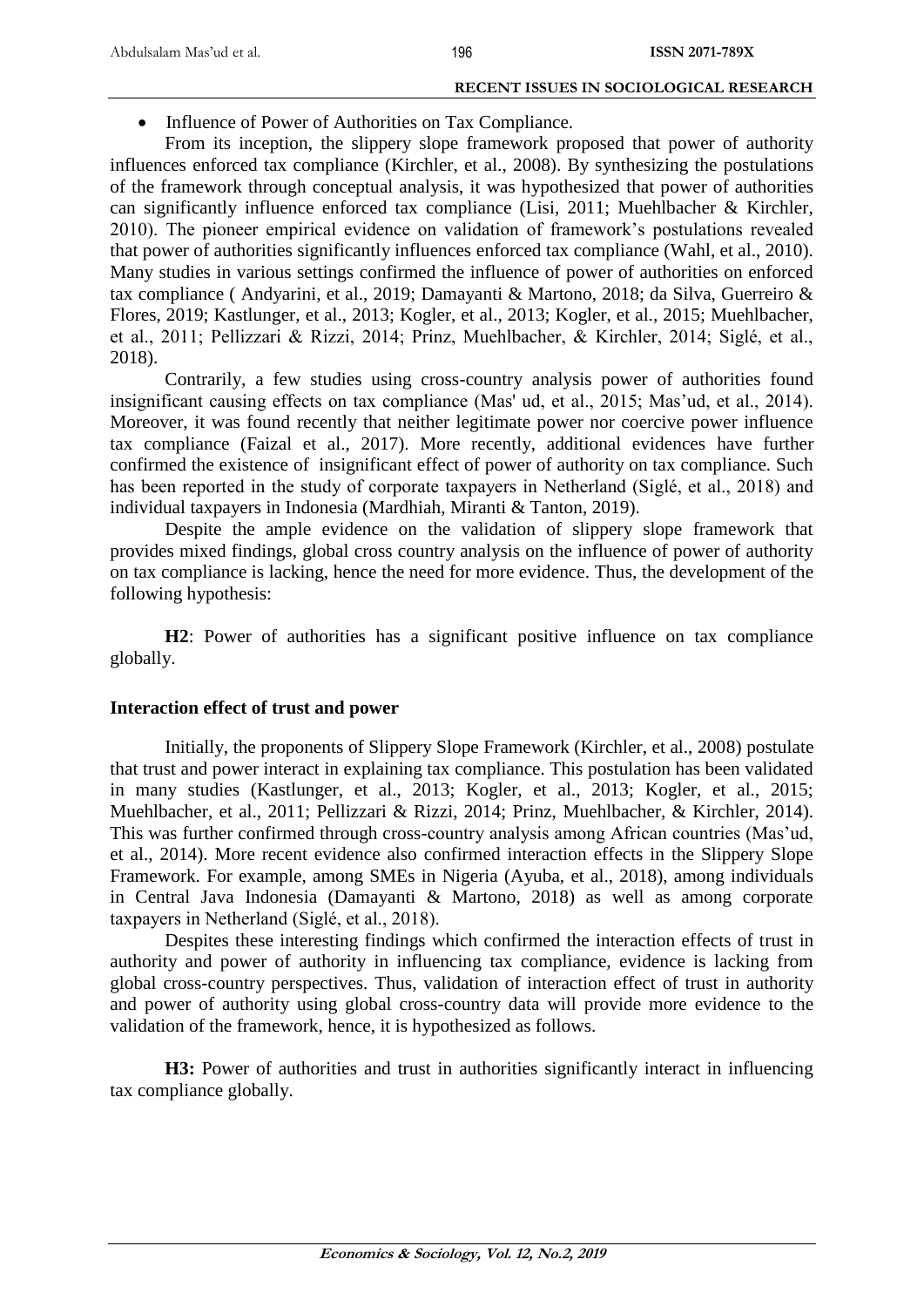- Influence of Power of Authorities on Tax Compliance.

From its inception, the slippery slope framework proposed that power of authority influences enforced tax compliance (Kirchler, et al., 2008). By synthesizing the postulations of the framework through conceptual analysis, it was hypothesized that power of authorities can significantly influence enforced tax compliance (Lisi, 2011; Muehlbacher & Kirchler, 2010). The pioneer empirical evidence on validation of framework's postulations revealed that power of authorities significantly influences enforced tax compliance (Wahl, et al., 2010). Many studies in various settings confirmed the influence of power of authorities on enforced tax compliance ( Andyarini, et al., 2019; Damayanti & Martono, 2018; da Silva, Guerreiro & Flores, 2019; Kastlunger, et al., 2013; Kogler, et al., 2013; Kogler, et al., 2015; Muehlbacher, et al., 2011; Pellizzari & Rizzi, 2014; Prinz, Muehlbacher, & Kirchler, 2014; Siglé, et al., 2018).

Contrarily, a few studies using cross-country analysis power of authorities found insignificant causing effects on tax compliance (Mas' ud, et al., 2015; Mas'ud, et al., 2014). Moreover, it was found recently that neither legitimate power nor coercive power influence tax compliance (Faizal et al., 2017). More recently, additional evidences have further confirmed the existence of insignificant effect of power of authority on tax compliance. Such has been reported in the study of corporate taxpayers in Netherland (Siglé, et al., 2018) and individual taxpayers in Indonesia (Mardhiah, Miranti & Tanton, 2019).

Despite the ample evidence on the validation of slippery slope framework that provides mixed findings, global cross country analysis on the influence of power of authority on tax compliance is lacking, hence the need for more evidence. Thus, the development of the following hypothesis:

**H2**: Power of authorities has a significant positive influence on tax compliance globally.

## Interaction effect of trust and power

Initially, the proponents of Slippery Slope Framework (Kirchler, et al., 2008) postulate that trust and power interact in explaining tax compliance. This postulation has been validated in many studies (Kastlunger, et al., 2013; Kogler, et al., 2013; Kogler, et al., 2015; Muehlbacher, et al., 2011; Pellizzari & Rizzi, 2014; Prinz, Muehlbacher, & Kirchler, 2014). This was further confirmed through cross-country analysis among African countries (Mas'ud, et al., 2014). More recent evidence also confirmed interaction effects in the Slippery Slope Framework. For example, among SMEs in Nigeria (Ayuba, et al., 2018), among individuals in Central Java Indonesia (Damayanti & Martono, 2018) as well as among corporate taxpayers in Netherland (Siglé, et al., 2018).

Despites these interesting findings which confirmed the interaction effects of trust in authority and power of authority in influencing tax compliance, evidence is lacking from global cross-country perspectives. Thus, validation of interaction effect of trust in authority and power of authority using global cross-country data will provide more evidence to the validation of the framework, hence, it is hypothesized as follows.

**H3:** Power of authorities and trust in authorities significantly interact in influencing tax compliance globally.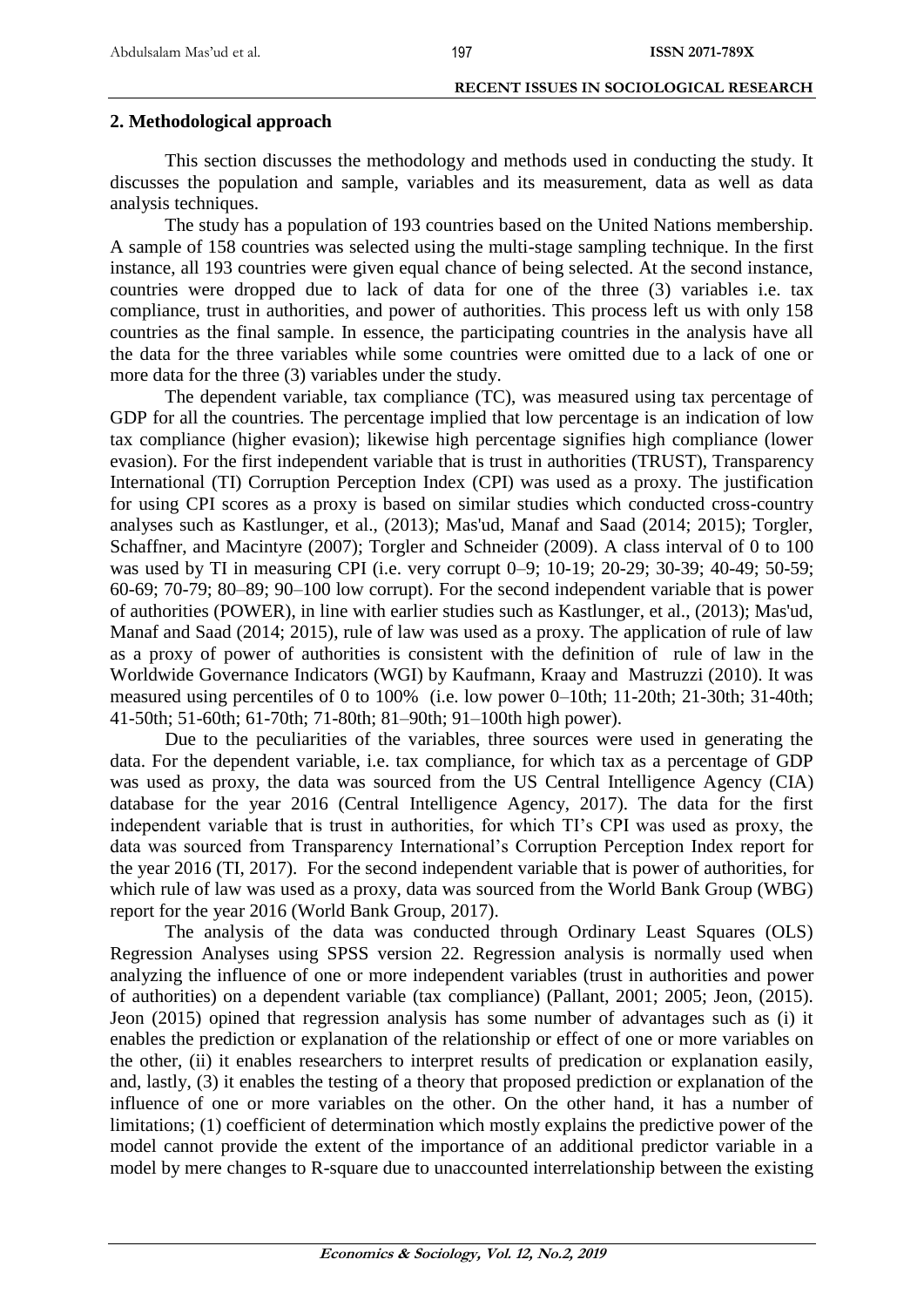## 2. Methodological approach

This section discusses the methodology and methods used in conducting the study. It discusses the population and sample, variables and its measurement, data as well as data analysis techniques.

The study has a population of 193 countries based on the United Nations membership. A sample of 158 countries was selected using the multi-stage sampling technique. In the first instance, all 193 countries were given equal chance of being selected. At the second instance, countries were dropped due to lack of data for one of the three (3) variables i.e. tax compliance, trust in authorities, and power of authorities. This process left us with only 158 countries as the final sample. In essence, the participating countries in the analysis have all the data for the three variables while some countries were omitted due to a lack of one or more data for the three (3) variables under the study.

The dependent variable, tax compliance (TC), was measured using tax percentage of GDP for all the countries. The percentage implied that low percentage is an indication of low tax compliance (higher evasion); likewise high percentage signifies high compliance (lower evasion). For the first independent variable that is trust in authorities (TRUST), Transparency International (TI) Corruption Perception Index (CPI) was used as a proxy. The justification for using CPI scores as a proxy is based on similar studies which conducted cross-country analyses such as Kastlunger, et al., (2013); Mas'ud, Manaf and Saad (2014; 2015); Torgler, Schaffner, and Macintyre (2007); Torgler and Schneider (2009). A class interval of 0 to 100 was used by TI in measuring CPI (i.e. very corrupt 0–9; 10-19; 20-29; 30-39; 40-49; 50-59; 60-69; 70-79; 80–89; 90–100 low corrupt). For the second independent variable that is power of authorities (POWER), in line with earlier studies such as Kastlunger, et al., (2013); Mas'ud, Manaf and Saad (2014; 2015), rule of law was used as a proxy. The application of rule of law as a proxy of power of authorities is consistent with the definition of rule of law in the Worldwide Governance Indicators (WGI) by Kaufmann, Kraay and Mastruzzi (2010). It was measured using percentiles of 0 to 100% (i.e. low power 0–10th; 11-20th; 21-30th; 31-40th; 41-50th; 51-60th; 61-70th; 71-80th; 81–90th; 91–100th high power).

Due to the peculiarities of the variables, three sources were used in generating the data. For the dependent variable, i.e. tax compliance, for which tax as a percentage of GDP was used as proxy, the data was sourced from the US Central Intelligence Agency (CIA) database for the year 2016 (Central Intelligence Agency, 2017). The data for the first independent variable that is trust in authorities, for which TI's CPI was used as proxy, the data was sourced from Transparency International's Corruption Perception Index report for the year 2016 (TI, 2017). For the second independent variable that is power of authorities, for which rule of law was used as a proxy, data was sourced from the World Bank Group (WBG) report for the year 2016 (World Bank Group, 2017).

The analysis of the data was conducted through Ordinary Least Squares (OLS) Regression Analyses using SPSS version 22. Regression analysis is normally used when analyzing the influence of one or more independent variables (trust in authorities and power of authorities) on a dependent variable (tax compliance) (Pallant, 2001; 2005; Jeon, (2015). Jeon (2015) opined that regression analysis has some number of advantages such as (i) it enables the prediction or explanation of the relationship or effect of one or more variables on the other, (ii) it enables researchers to interpret results of predication or explanation easily, and, lastly, (3) it enables the testing of a theory that proposed prediction or explanation of the influence of one or more variables on the other. On the other hand, it has a number of limitations; (1) coefficient of determination which mostly explains the predictive power of the model cannot provide the extent of the importance of an additional predictor variable in a model by mere changes to R-square due to unaccounted interrelationship between the existing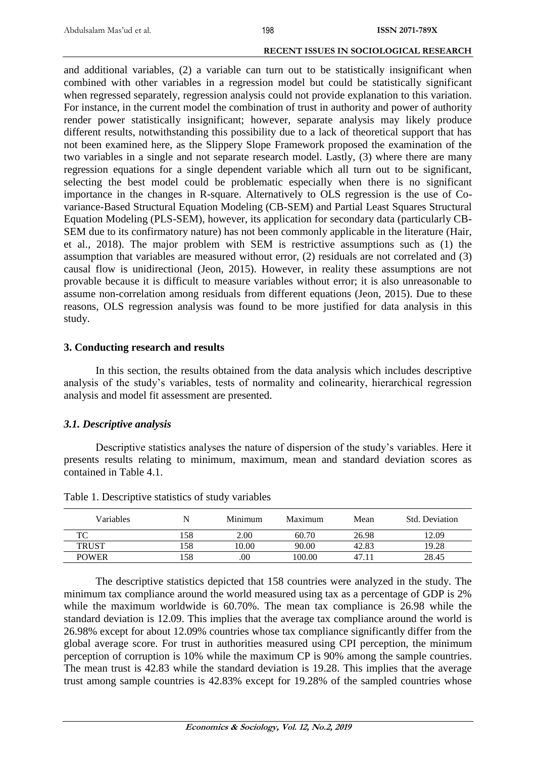and additional variables, (2) a variable can turn out to be statistically insignificant when combined with other variables in a regression model but could be statistically significant when regressed separately, regression analysis could not provide explanation to this variation. For instance, in the current model the combination of trust in authority and power of authority render power statistically insignificant; however, separate analysis may likely produce different results, notwithstanding this possibility due to a lack of theoretical support that has not been examined here, as the Slippery Slope Framework proposed the examination of the two variables in a single and not separate research model. Lastly, (3) where there are many regression equations for a single dependent variable which all turn out to be significant, selecting the best model could be problematic especially when there is no significant importance in the changes in R-square. Alternatively to OLS regression is the use of Co-variance-Based Structural Equation Modeling (CB-SEM) and Partial Least Squares Structural Equation Modeling (PLS-SEM), however, its application for secondary data (particularly CB-SEM due to its confirmatory nature) has not been commonly applicable in the literature (Hair, et al., 2018). The major problem with SEM is restrictive assumptions such as (1) the assumption that variables are measured without error, (2) residuals are not correlated and (3) causal flow is unidirectional (Jeon, 2015). However, in reality these assumptions are not provable because it is difficult to measure variables without error; it is also unreasonable to assume non-correlation among residuals from different equations (Jeon, 2015). Due to these reasons, OLS regression analysis was found to be more justified for data analysis in this study.

## 3. Conducting research and results

In this section, the results obtained from the data analysis which includes descriptive analysis of the study's variables, tests of normality and colinearity, hierarchical regression analysis and model fit assessment are presented.

### *3.1. Descriptive analysis*

Descriptive statistics analyses the nature of dispersion of the study's variables. Here it presents results relating to minimum, maximum, mean and standard deviation scores as contained in Table 4.1.

Table 1. Descriptive statistics of study variables

| Variables | N | Minimum | Maximum | Mean | Std. Deviation |
|---|---|---|---|---|---|
| TC | 158 | 2.00 | 60.70 | 26.98 | 12.09 |
| TRUST | 158 | 10.00 | 90.00 | 42.83 | 19.28 |
| POWER | 158 | .00 | 100.00 | 47.11 | 28.45 |

The descriptive statistics depicted that 158 countries were analyzed in the study. The minimum tax compliance around the world measured using tax as a percentage of GDP is 2% while the maximum worldwide is 60.70%. The mean tax compliance is 26.98 while the standard deviation is 12.09. This implies that the average tax compliance around the world is 26.98% except for about 12.09% countries whose tax compliance significantly differ from the global average score. For trust in authorities measured using CPI perception, the minimum perception of corruption is 10% while the maximum CP is 90% among the sample countries. The mean trust is 42.83 while the standard deviation is 19.28. This implies that the average trust among sample countries is 42.83% except for 19.28% of the sampled countries whose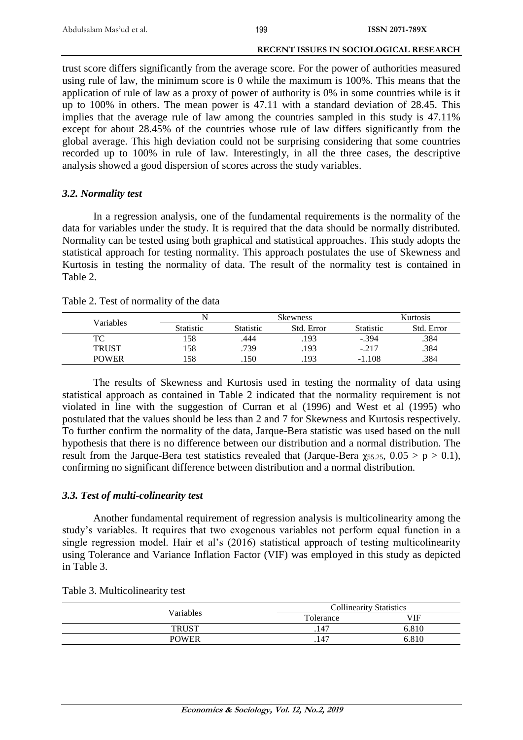trust score differs significantly from the average score. For the power of authorities measured using rule of law, the minimum score is 0 while the maximum is 100%. This means that the application of rule of law as a proxy of power of authority is 0% in some countries while is it up to 100% in others. The mean power is 47.11 with a standard deviation of 28.45. This implies that the average rule of law among the countries sampled in this study is 47.11% except for about 28.45% of the countries whose rule of law differs significantly from the global average. This high deviation could not be surprising considering that some countries recorded up to 100% in rule of law. Interestingly, in all the three cases, the descriptive analysis showed a good dispersion of scores across the study variables.

### *3.2. Normality test*

In a regression analysis, one of the fundamental requirements is the normality of the data for variables under the study. It is required that the data should be normally distributed. Normality can be tested using both graphical and statistical approaches. This study adopts the statistical approach for testing normality. This approach postulates the use of Skewness and Kurtosis in testing the normality of data. The result of the normality test is contained in Table 2.

Table 2. Test of normality of the data

| Variables | N | Skewness | | Kurtosis | |
|---|---|---|---|---|---|
| | Statistic | Statistic | Std. Error | Statistic | Std. Error |
| TC | 158 | .444 | .193 | -.394 | .384 |
| TRUST | 158 | .739 | .193 | -.217 | .384 |
| POWER | 158 | .150 | .193 | -1.108 | .384 |

The results of Skewness and Kurtosis used in testing the normality of data using statistical approach as contained in Table 2 indicated that the normality requirement is not violated in line with the suggestion of Curran et al (1996) and West et al (1995) who postulated that the values should be less than 2 and 7 for Skewness and Kurtosis respectively. To further confirm the normality of the data, Jarque-Bera statistic was used based on the null hypothesis that there is no difference between our distribution and a normal distribution. The result from the Jarque-Bera test statistics revealed that (Jarque-Bera $\chi_{55.25}$, $0.05 > p > 0.1$), confirming no significant difference between distribution and a normal distribution.

### *3.3. Test of multi-colinearity test*

Another fundamental requirement of regression analysis is multicolinearity among the study's variables. It requires that two exogenous variables not perform equal function in a single regression model. Hair et al's (2016) statistical approach of testing multicolinearity using Tolerance and Variance Inflation Factor (VIF) was employed in this study as depicted in Table 3.

Table 3. Multicolinearity test

| Variables | Collinearity Statistics | |
|---|---|---|
| | Tolerance | VIF |
| TRUST | .147 | 6.810 |
| POWER | .147 | 6.810 |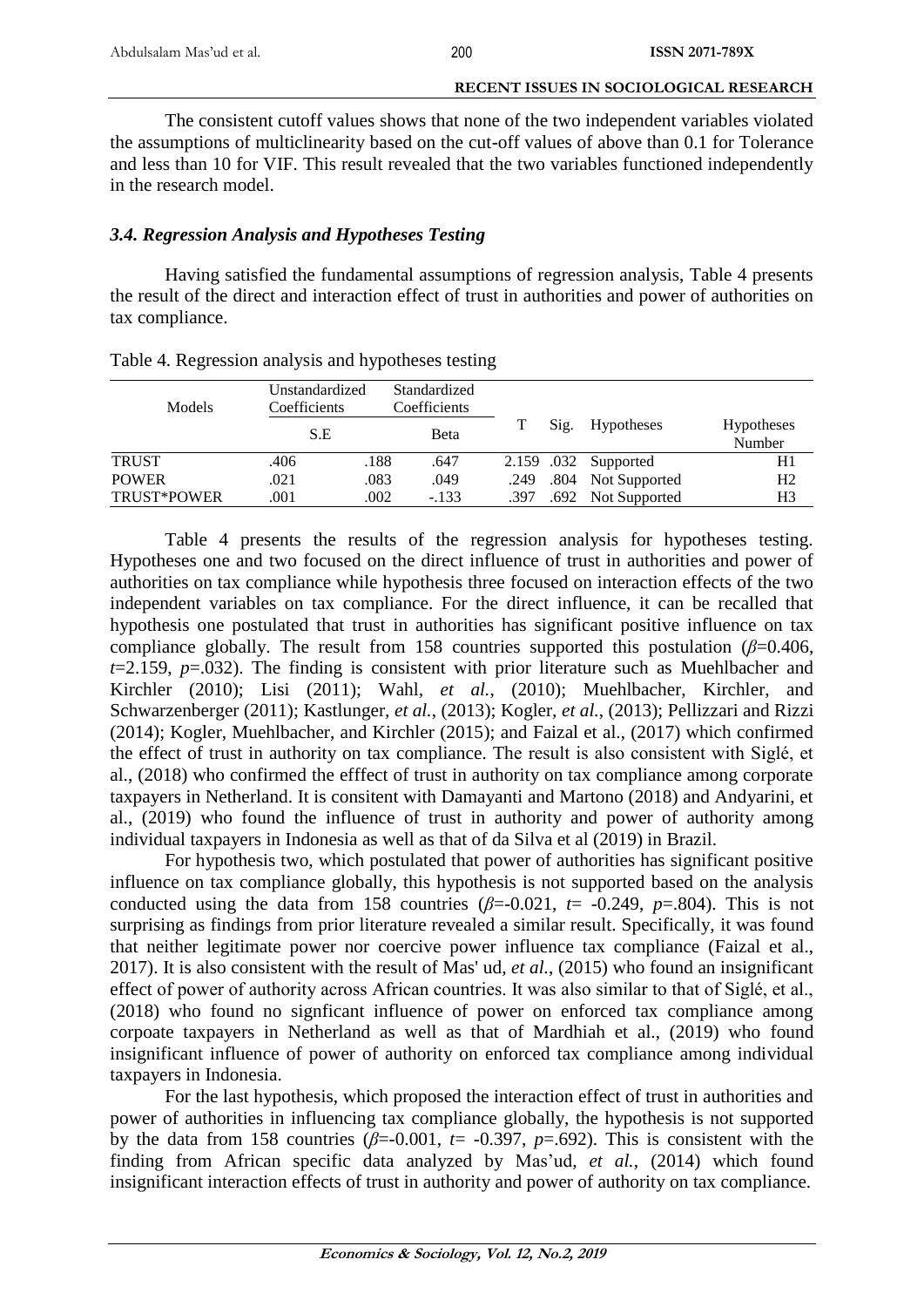The consistent cutoff values shows that none of the two independent variables violated the assumptions of multiclinearity based on the cut-off values of above than 0.1 for Tolerance and less than 10 for VIF. This result revealed that the two variables functioned independently in the research model.

### *3.4. Regression Analysis and Hypotheses Testing*

Having satisfied the fundamental assumptions of regression analysis, Table 4 presents the result of the direct and interaction effect of trust in authorities and power of authorities on tax compliance.

Table 4. Regression analysis and hypotheses testing

| Models | Unstandardized Coefficients | | Standardized Coefficients | T | Sig. | Hypotheses | Hypotheses Number |
|---|---|---|---|---|---|---|---|
| | S.E | | Beta | | | | |
| TRUST | .406 | .188 | .647 | 2.159 | .032 | Supported | H1 |
| POWER | .021 | .083 | .049 | .249 | .804 | Not Supported | H2 |
| TRUST*POWER | .001 | .002 | -.133 | .397 | .692 | Not Supported | H3 |

Table 4 presents the results of the regression analysis for hypotheses testing. Hypotheses one and two focused on the direct influence of trust in authorities and power of authorities on tax compliance while hypothesis three focused on interaction effects of the two independent variables on tax compliance. For the direct influence, it can be recalled that hypothesis one postulated that trust in authorities has significant positive influence on tax compliance globally. The result from 158 countries supported this postulation ($\beta$=0.406, $t$=2.159, $p$=.032). The finding is consistent with prior literature such as Muehlbacher and Kirchler (2010); Lisi (2011); Wahl, *et al.*, (2010); Muehlbacher, Kirchler, and Schwarzenberger (2011); Kastlunger, *et al.*, (2013); Kogler, *et al.*, (2013); Pellizzari and Rizzi (2014); Kogler, Muehlbacher, and Kirchler (2015); and Faizal et al., (2017) which confirmed the effect of trust in authority on tax compliance. The result is also consistent with Siglé, et al., (2018) who confirmed the efffect of trust in authority on tax compliance among corporate taxpayers in Netherland. It is consitent with Damayanti and Martono (2018) and Andyarini, et al., (2019) who found the influence of trust in authority and power of authority among individual taxpayers in Indonesia as well as that of da Silva et al (2019) in Brazil.

For hypothesis two, which postulated that power of authorities has significant positive influence on tax compliance globally, this hypothesis is not supported based on the analysis conducted using the data from 158 countries ($\beta$=-0.021, $t$= -0.249, $p$=.804). This is not surprising as findings from prior literature revealed a similar result. Specifically, it was found that neither legitimate power nor coercive power influence tax compliance (Faizal et al., 2017). It is also consistent with the result of Mas' ud, *et al.*, (2015) who found an insignificant effect of power of authority across African countries. It was also similar to that of Siglé, et al., (2018) who found no signficant influence of power on enforced tax compliance among corpoate taxpayers in Netherland as well as that of Mardhiah et al., (2019) who found insignificant influence of power of authority on enforced tax compliance among individual taxpayers in Indonesia.

For the last hypothesis, which proposed the interaction effect of trust in authorities and power of authorities in influencing tax compliance globally, the hypothesis is not supported by the data from 158 countries ($\beta$=-0.001, $t$= -0.397, $p$=.692). This is consistent with the finding from African specific data analyzed by Mas'ud, *et al.*, (2014) which found insignificant interaction effects of trust in authority and power of authority on tax compliance.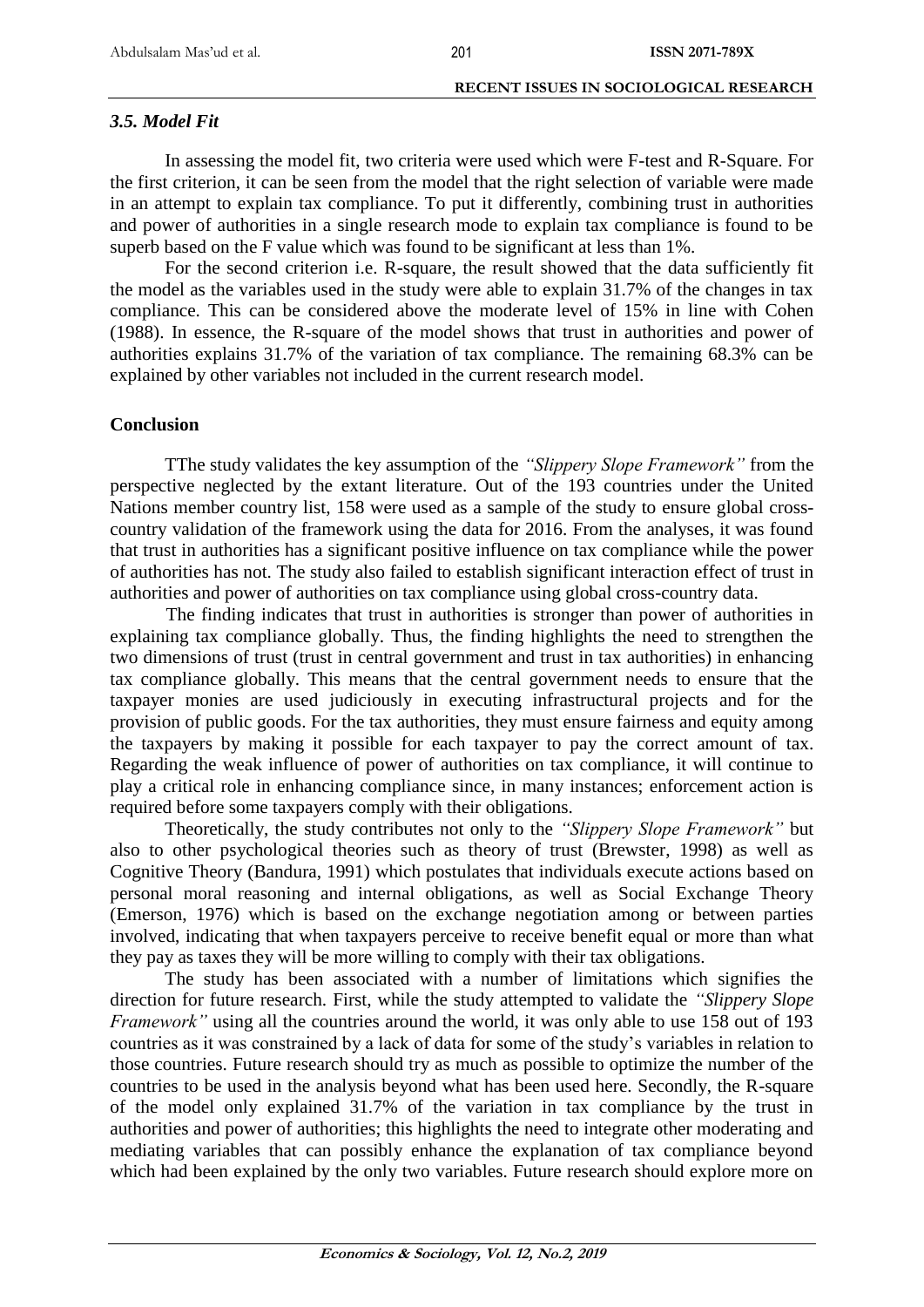### *3.5. Model Fit*

In assessing the model fit, two criteria were used which were F-test and R-Square. For the first criterion, it can be seen from the model that the right selection of variable were made in an attempt to explain tax compliance. To put it differently, combining trust in authorities and power of authorities in a single research mode to explain tax compliance is found to be superb based on the F value which was found to be significant at less than 1%.

For the second criterion i.e. R-square, the result showed that the data sufficiently fit the model as the variables used in the study were able to explain 31.7% of the changes in tax compliance. This can be considered above the moderate level of 15% in line with Cohen (1988). In essence, the R-square of the model shows that trust in authorities and power of authorities explains 31.7% of the variation of tax compliance. The remaining 68.3% can be explained by other variables not included in the current research model.

## Conclusion

TThe study validates the key assumption of the *"Slippery Slope Framework"* from the perspective neglected by the extant literature. Out of the 193 countries under the United Nations member country list, 158 were used as a sample of the study to ensure global cross-country validation of the framework using the data for 2016. From the analyses, it was found that trust in authorities has a significant positive influence on tax compliance while the power of authorities has not. The study also failed to establish significant interaction effect of trust in authorities and power of authorities on tax compliance using global cross-country data.

The finding indicates that trust in authorities is stronger than power of authorities in explaining tax compliance globally. Thus, the finding highlights the need to strengthen the two dimensions of trust (trust in central government and trust in tax authorities) in enhancing tax compliance globally. This means that the central government needs to ensure that the taxpayer monies are used judiciously in executing infrastructural projects and for the provision of public goods. For the tax authorities, they must ensure fairness and equity among the taxpayers by making it possible for each taxpayer to pay the correct amount of tax. Regarding the weak influence of power of authorities on tax compliance, it will continue to play a critical role in enhancing compliance since, in many instances; enforcement action is required before some taxpayers comply with their obligations.

Theoretically, the study contributes not only to the *"Slippery Slope Framework"* but also to other psychological theories such as theory of trust (Brewster, 1998) as well as Cognitive Theory (Bandura, 1991) which postulates that individuals execute actions based on personal moral reasoning and internal obligations, as well as Social Exchange Theory (Emerson, 1976) which is based on the exchange negotiation among or between parties involved, indicating that when taxpayers perceive to receive benefit equal or more than what they pay as taxes they will be more willing to comply with their tax obligations.

The study has been associated with a number of limitations which signifies the direction for future research. First, while the study attempted to validate the *"Slippery Slope Framework"* using all the countries around the world, it was only able to use 158 out of 193 countries as it was constrained by a lack of data for some of the study's variables in relation to those countries. Future research should try as much as possible to optimize the number of the countries to be used in the analysis beyond what has been used here. Secondly, the R-square of the model only explained 31.7% of the variation in tax compliance by the trust in authorities and power of authorities; this highlights the need to integrate other moderating and mediating variables that can possibly enhance the explanation of tax compliance beyond which had been explained by the only two variables. Future research should explore more on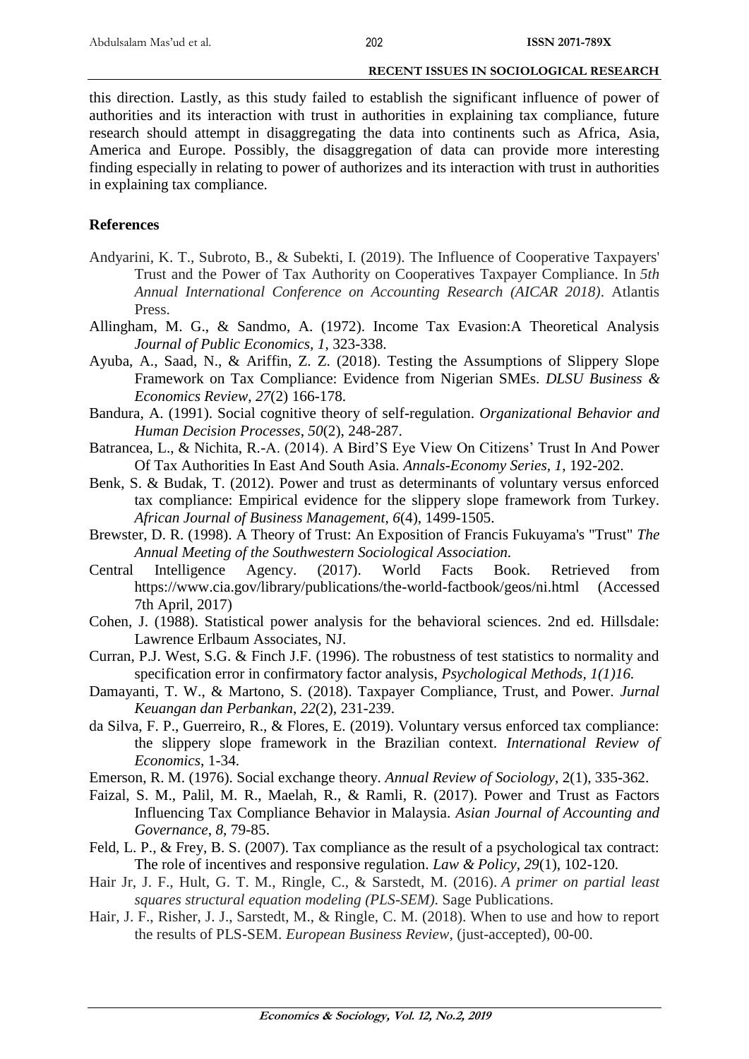this direction. Lastly, as this study failed to establish the significant influence of power of authorities and its interaction with trust in authorities in explaining tax compliance, future research should attempt in disaggregating the data into continents such as Africa, Asia, America and Europe. Possibly, the disaggregation of data can provide more interesting finding especially in relating to power of authorizes and its interaction with trust in authorities in explaining tax compliance.

## References

Andyarini, K. T., Subroto, B., & Subekti, I. (2019). The Influence of Cooperative Taxpayers' Trust and the Power of Tax Authority on Cooperatives Taxpayer Compliance. In *5th Annual International Conference on Accounting Research (AICAR 2018)*. Atlantis Press.

Allingham, M. G., & Sandmo, A. (1972). Income Tax Evasion:A Theoretical Analysis *Journal of Public Economics, 1*, 323-338.

Ayuba, A., Saad, N., & Ariffin, Z. Z. (2018). Testing the Assumptions of Slippery Slope Framework on Tax Compliance: Evidence from Nigerian SMEs. *DLSU Business & Economics Review*, *27*(2) 166-178.

Bandura, A. (1991). Social cognitive theory of self-regulation. *Organizational Behavior and Human Decision Processes*, *50*(2), 248-287.

Batrancea, L., & Nichita, R.-A. (2014). A Bird'S Eye View On Citizens' Trust In And Power Of Tax Authorities In East And South Asia. *Annals-Economy Series*, *1*, 192-202.

Benk, S. & Budak, T. (2012). Power and trust as determinants of voluntary versus enforced tax compliance: Empirical evidence for the slippery slope framework from Turkey. *African Journal of Business Management*, *6*(4), 1499-1505.

Brewster, D. R. (1998). A Theory of Trust: An Exposition of Francis Fukuyama's "Trust" *The Annual Meeting of the Southwestern Sociological Association.*

Central Intelligence Agency. (2017). World Facts Book. Retrieved from https://www.cia.gov/library/publications/the-world-factbook/geos/ni.html (Accessed 7th April, 2017)

Cohen, J. (1988). Statistical power analysis for the behavioral sciences. 2nd ed. Hillsdale: Lawrence Erlbaum Associates, NJ.

Curran, P.J. West, S.G. & Finch J.F. (1996). The robustness of test statistics to normality and specification error in confirmatory factor analysis, *Psychological Methods, 1(1)16.*

Damayanti, T. W., & Martono, S. (2018). Taxpayer Compliance, Trust, and Power. *Jurnal Keuangan dan Perbankan*, *22*(2), 231-239.

da Silva, F. P., Guerreiro, R., & Flores, E. (2019). Voluntary versus enforced tax compliance: the slippery slope framework in the Brazilian context. *International Review of Economics*, 1-34.

Emerson, R. M. (1976). Social exchange theory. *Annual Review of Sociology*, 2(1), 335-362.

Faizal, S. M., Palil, M. R., Maelah, R., & Ramli, R. (2017). Power and Trust as Factors Influencing Tax Compliance Behavior in Malaysia. *Asian Journal of Accounting and Governance*, *8*, 79-85.

Feld, L. P., & Frey, B. S. (2007). Tax compliance as the result of a psychological tax contract: The role of incentives and responsive regulation. *Law & Policy*, *29*(1), 102-120.

Hair Jr, J. F., Hult, G. T. M., Ringle, C., & Sarstedt, M. (2016). *A primer on partial least squares structural equation modeling (PLS-SEM)*. Sage Publications.

Hair, J. F., Risher, J. J., Sarstedt, M., & Ringle, C. M. (2018). When to use and how to report the results of PLS-SEM. *European Business Review*, (just-accepted), 00-00.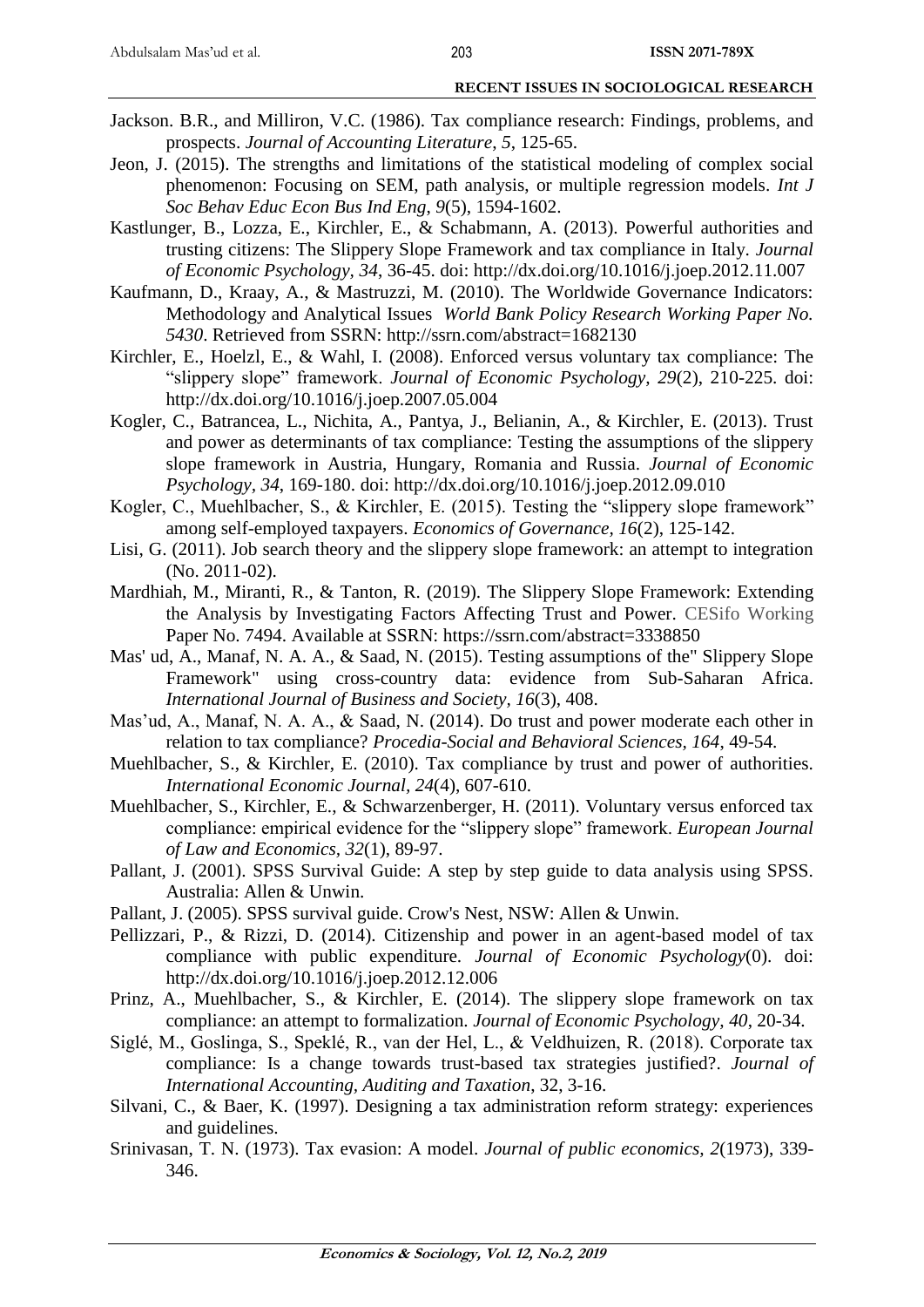Jackson. B.R., and Milliron, V.C. (1986). Tax compliance research: Findings, problems, and prospects. *Journal of Accounting Literature*, *5*, 125-65.

Jeon, J. (2015). The strengths and limitations of the statistical modeling of complex social phenomenon: Focusing on SEM, path analysis, or multiple regression models. *Int J Soc Behav Educ Econ Bus Ind Eng*, *9*(5), 1594-1602.

Kastlunger, B., Lozza, E., Kirchler, E., & Schabmann, A. (2013). Powerful authorities and trusting citizens: The Slippery Slope Framework and tax compliance in Italy. *Journal of Economic Psychology*, *34*, 36-45. doi: http://dx.doi.org/10.1016/j.joep.2012.11.007

Kaufmann, D., Kraay, A., & Mastruzzi, M. (2010). The Worldwide Governance Indicators: Methodology and Analytical Issues *World Bank Policy Research Working Paper No. 5430*. Retrieved from SSRN: http://ssrn.com/abstract=1682130

Kirchler, E., Hoelzl, E., & Wahl, I. (2008). Enforced versus voluntary tax compliance: The "slippery slope" framework. *Journal of Economic Psychology, 29*(2), 210-225. doi: http://dx.doi.org/10.1016/j.joep.2007.05.004

Kogler, C., Batrancea, L., Nichita, A., Pantya, J., Belianin, A., & Kirchler, E. (2013). Trust and power as determinants of tax compliance: Testing the assumptions of the slippery slope framework in Austria, Hungary, Romania and Russia. *Journal of Economic Psychology, 34*, 169-180. doi: http://dx.doi.org/10.1016/j.joep.2012.09.010

Kogler, C., Muehlbacher, S., & Kirchler, E. (2015). Testing the "slippery slope framework" among self-employed taxpayers. *Economics of Governance*, *16*(2), 125-142.

Lisi, G. (2011). Job search theory and the slippery slope framework: an attempt to integration (No. 2011-02).

Mardhiah, M., Miranti, R., & Tanton, R. (2019). The Slippery Slope Framework: Extending the Analysis by Investigating Factors Affecting Trust and Power. CESifo Working Paper No. 7494. Available at SSRN: https://ssrn.com/abstract=3338850

Mas' ud, A., Manaf, N. A. A., & Saad, N. (2015). Testing assumptions of the" Slippery Slope Framework" using cross-country data: evidence from Sub-Saharan Africa. *International Journal of Business and Society, 16*(3), 408.

Mas'ud, A., Manaf, N. A. A., & Saad, N. (2014). Do trust and power moderate each other in relation to tax compliance? *Procedia-Social and Behavioral Sciences, 164*, 49-54.

Muehlbacher, S., & Kirchler, E. (2010). Tax compliance by trust and power of authorities. *International Economic Journal*, *24*(4), 607-610.

Muehlbacher, S., Kirchler, E., & Schwarzenberger, H. (2011). Voluntary versus enforced tax compliance: empirical evidence for the "slippery slope" framework. *European Journal of Law and Economics, 32*(1), 89-97.

Pallant, J. (2001). SPSS Survival Guide: A step by step guide to data analysis using SPSS. Australia: Allen & Unwin.

Pallant, J. (2005). SPSS survival guide. Crow's Nest, NSW: Allen & Unwin.

Pellizzari, P., & Rizzi, D. (2014). Citizenship and power in an agent-based model of tax compliance with public expenditure. *Journal of Economic Psychology*(0). doi: http://dx.doi.org/10.1016/j.joep.2012.12.006

Prinz, A., Muehlbacher, S., & Kirchler, E. (2014). The slippery slope framework on tax compliance: an attempt to formalization. *Journal of Economic Psychology, 40*, 20-34.

Siglé, M., Goslinga, S., Speklé, R., van der Hel, L., & Veldhuizen, R. (2018). Corporate tax compliance: Is a change towards trust-based tax strategies justified?. *Journal of International Accounting, Auditing and Taxation*, 32, 3-16.

Silvani, C., & Baer, K. (1997). Designing a tax administration reform strategy: experiences and guidelines.

Srinivasan, T. N. (1973). Tax evasion: A model. *Journal of public economics, 2*(1973), 339-346.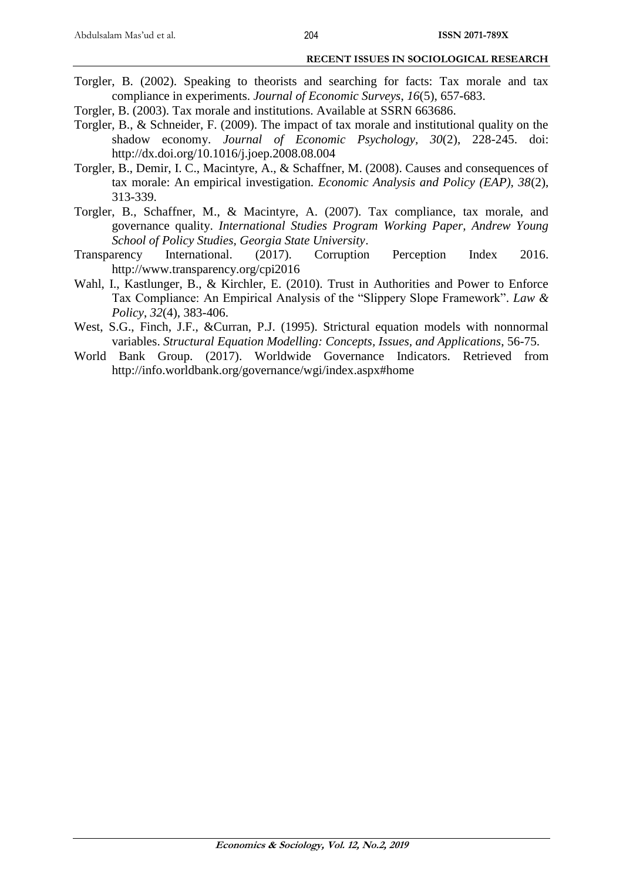Torgler, B. (2002). Speaking to theorists and searching for facts: Tax morale and tax compliance in experiments. *Journal of Economic Surveys*, *16*(5), 657-683.

Torgler, B. (2003). Tax morale and institutions. Available at SSRN 663686.

Torgler, B., & Schneider, F. (2009). The impact of tax morale and institutional quality on the shadow economy. *Journal of Economic Psychology*, *30*(2), 228-245. doi: http://dx.doi.org/10.1016/j.joep.2008.08.004

Torgler, B., Demir, I. C., Macintyre, A., & Schaffner, M. (2008). Causes and consequences of tax morale: An empirical investigation. *Economic Analysis and Policy (EAP)*, *38*(2), 313-339.

Torgler, B., Schaffner, M., & Macintyre, A. (2007). Tax compliance, tax morale, and governance quality. *International Studies Program Working Paper, Andrew Young School of Policy Studies, Georgia State University*.

Transparency International. (2017). Corruption Perception Index 2016. http://www.transparency.org/cpi2016

Wahl, I., Kastlunger, B., & Kirchler, E. (2010). Trust in Authorities and Power to Enforce Tax Compliance: An Empirical Analysis of the "Slippery Slope Framework". *Law & Policy*, *32*(4), 383-406.

West, S.G., Finch, J.F., &Curran, P.J. (1995). Strictural equation models with nonnormal variables. *Structural Equation Modelling: Concepts, Issues, and Applications*, 56-75.

World Bank Group. (2017). Worldwide Governance Indicators. Retrieved from http://info.worldbank.org/governance/wgi/index.aspx#home